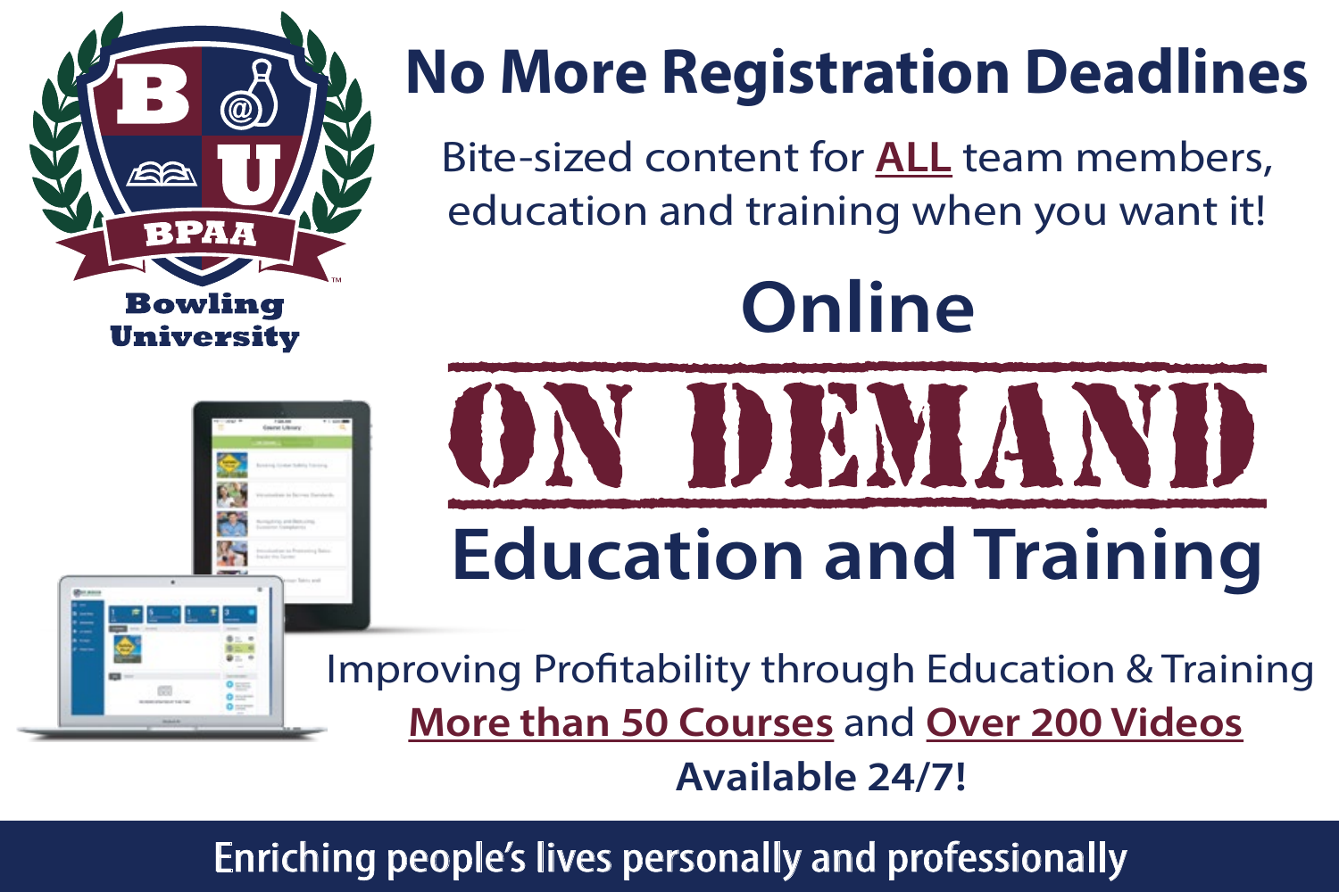# No More Registration Deadlines

Bite-sized content for **ALL** team members, education and training when you want it!

BPAA Bowling University

## Online

# ON DEMAND

## Education and Training

Improving Profitability through Education & Training

**More than 50 Courses** and **Over 200 Videos**

**Available 24/7!**

Enriching people's lives personally and professionally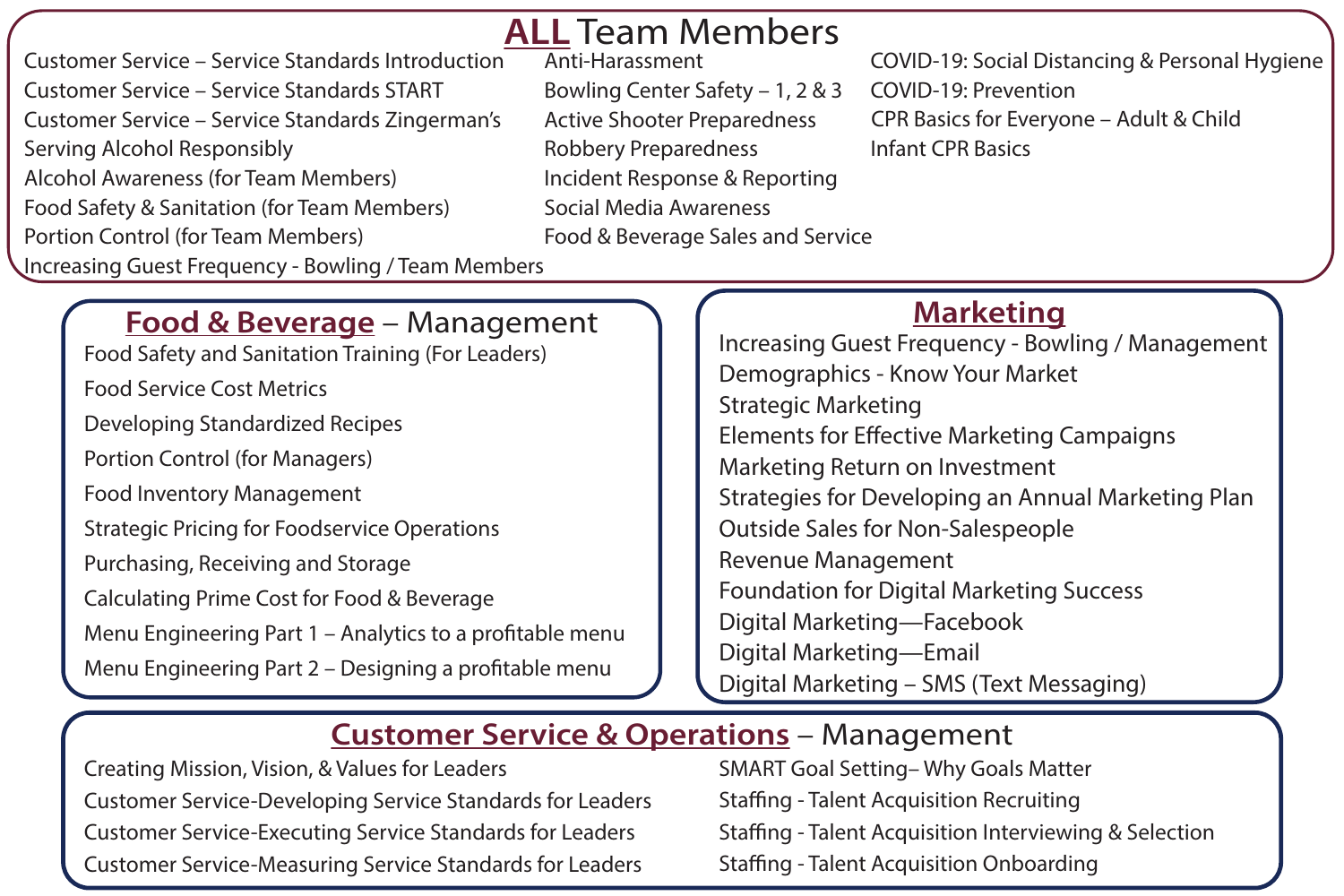## **ALL** Team Members

- Customer Service – Service Standards Introduction
- Customer Service – Service Standards START
- Customer Service – Service Standards Zingerman's
- Serving Alcohol Responsibly
- Alcohol Awareness (for Team Members)
- Food Safety & Sanitation (for Team Members)
- Portion Control (for Team Members)
- Increasing Guest Frequency - Bowling / Team Members
- Anti-Harassment
- Bowling Center Safety – 1, 2 & 3
- Active Shooter Preparedness
- Robbery Preparedness
- Incident Response & Reporting
- Social Media Awareness
- Food & Beverage Sales and Service
- COVID-19: Social Distancing & Personal Hygiene
- COVID-19: Prevention
- CPR Basics for Everyone – Adult & Child
- Infant CPR Basics

## **Food & Beverage** – Management

- Food Safety and Sanitation Training (For Leaders)
- Food Service Cost Metrics
- Developing Standardized Recipes
- Portion Control (for Managers)
- Food Inventory Management
- Strategic Pricing for Foodservice Operations
- Purchasing, Receiving and Storage
- Calculating Prime Cost for Food & Beverage
- Menu Engineering Part 1 – Analytics to a profitable menu
- Menu Engineering Part 2 – Designing a profitable menu

## **Marketing**

- Increasing Guest Frequency - Bowling / Management
- Demographics - Know Your Market
- Strategic Marketing
- Elements for Effective Marketing Campaigns
- Marketing Return on Investment
- Strategies for Developing an Annual Marketing Plan
- Outside Sales for Non-Salespeople
- Revenue Management
- Foundation for Digital Marketing Success
- Digital Marketing—Facebook
- Digital Marketing—Email
- Digital Marketing – SMS (Text Messaging)

## **Customer Service & Operations** – Management

- Creating Mission, Vision, & Values for Leaders
- Customer Service-Developing Service Standards for Leaders
- Customer Service-Executing Service Standards for Leaders
- Customer Service-Measuring Service Standards for Leaders
- SMART Goal Setting– Why Goals Matter
- Staffing - Talent Acquisition Recruiting
- Staffing - Talent Acquisition Interviewing & Selection
- Staffing - Talent Acquisition Onboarding